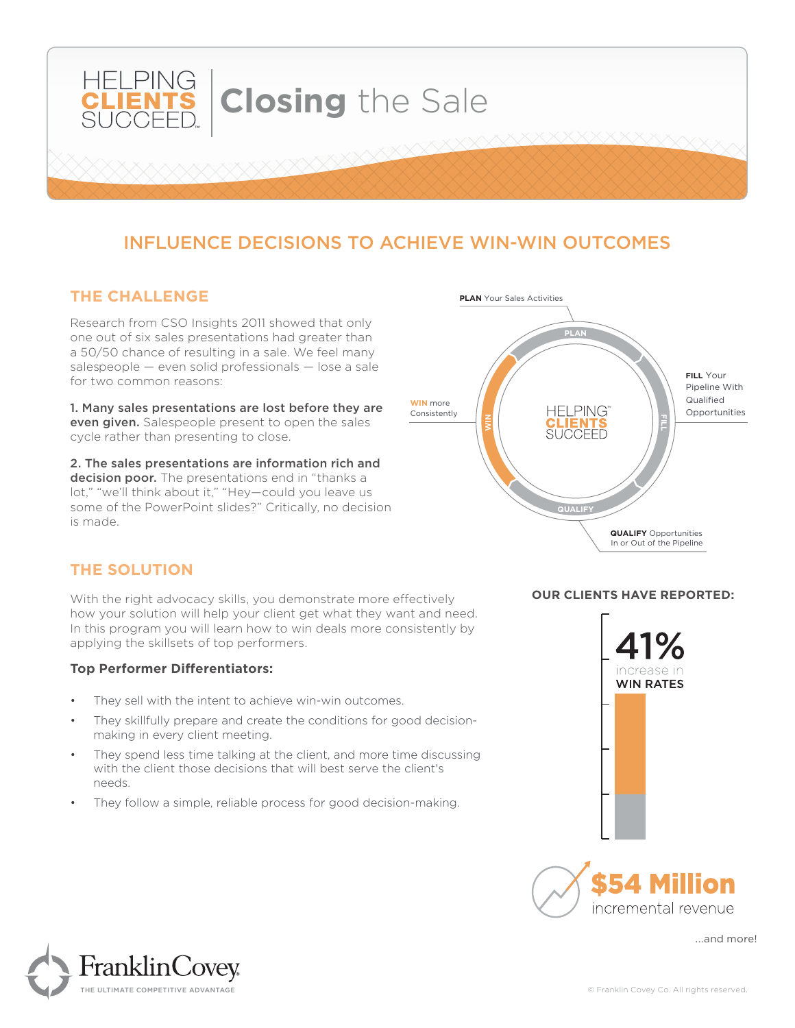# HELPING CLIENTS SUCCEED | Closing the Sale

## INFLUENCE DECISIONS TO ACHIEVE WIN-WIN OUTCOMES

### THE CHALLENGE

Research from CSO Insights 2011 showed that only one out of six sales presentations had greater than a 50/50 chance of resulting in a sale. We feel many salespeople — even solid professionals — lose a sale for two common reasons:

**1. Many sales presentations are lost before they are even given.** Salespeople present to open the sales cycle rather than presenting to close.

**2. The sales presentations are information rich and decision poor.** The presentations end in "thanks a lot," "we'll think about it," "Hey—could you leave us some of the PowerPoint slides?" Critically, no decision is made.

**PLAN** Your Sales Activities

**FILL** Your Pipeline With Qualified Opportunities

**QUALIFY** Opportunities In or Out of the Pipeline

**WIN** more Consistently

### THE SOLUTION

With the right advocacy skills, you demonstrate more effectively how your solution will help your client get what they want and need. In this program you will learn how to win deals more consistently by applying the skillsets of top performers.

**Top Performer Differentiators:**

- They sell with the intent to achieve win-win outcomes.
- They skillfully prepare and create the conditions for good decision-making in every client meeting.
- They spend less time talking at the client, and more time discussing with the client those decisions that will best serve the client's needs.
- They follow a simple, reliable process for good decision-making.

**OUR CLIENTS HAVE REPORTED:**

**41%** increase in **WIN RATES**

**$54 Million** incremental revenue

...and more!

FranklinCovey — THE ULTIMATE COMPETITIVE ADVANTAGE

© Franklin Covey Co. All rights reserved.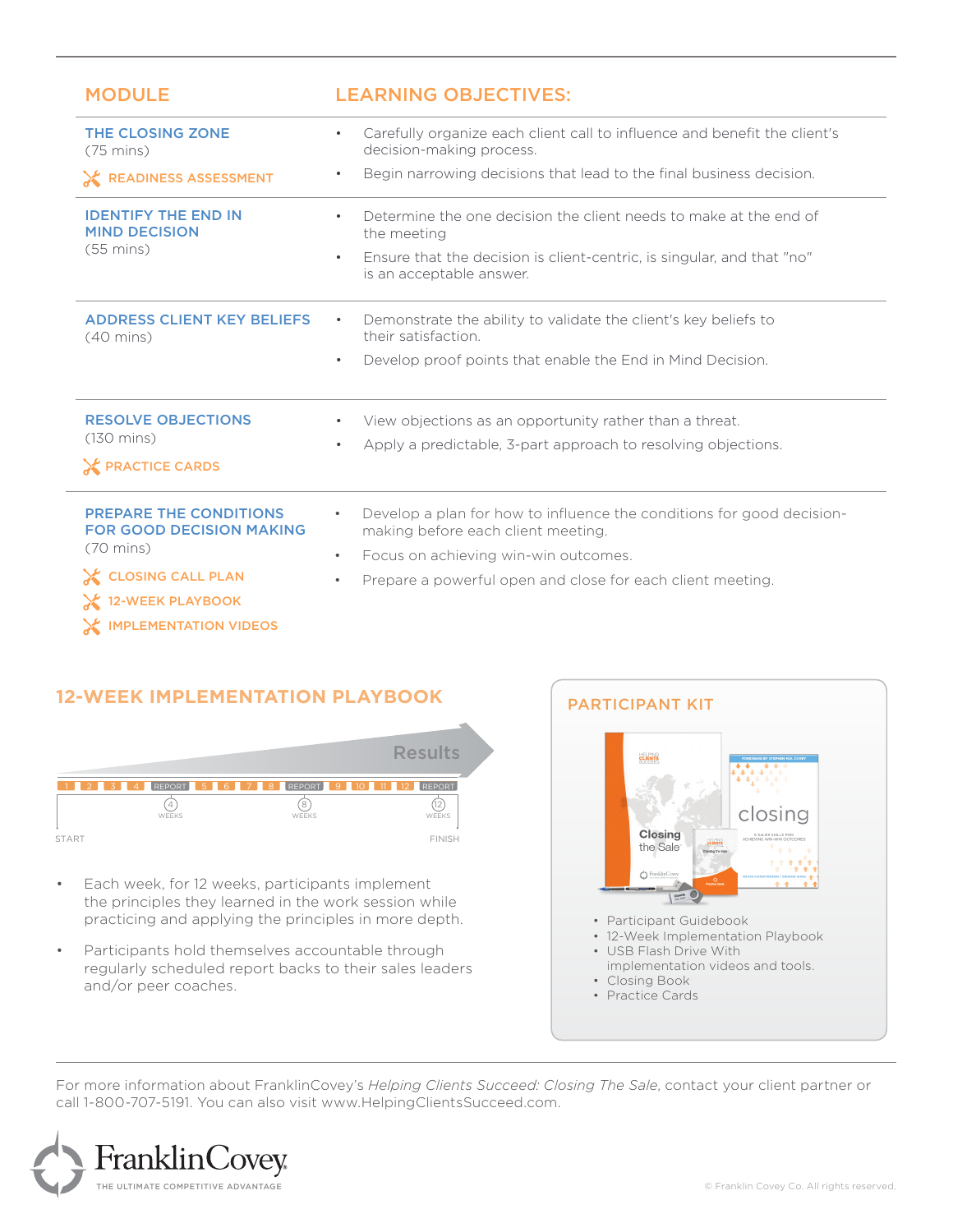| MODULE | LEARNING OBJECTIVES: |
| --- | --- |
| **THE CLOSING ZONE** (75 mins) READINESS ASSESSMENT | • Carefully organize each client call to influence and benefit the client's decision-making process. • Begin narrowing decisions that lead to the final business decision. |
| **IDENTIFY THE END IN MIND DECISION** (55 mins) | • Determine the one decision the client needs to make at the end of the meeting • Ensure that the decision is client-centric, is singular, and that "no" is an acceptable answer. |
| **ADDRESS CLIENT KEY BELIEFS** (40 mins) | • Demonstrate the ability to validate the client's key beliefs to their satisfaction. • Develop proof points that enable the End in Mind Decision. |
| **RESOLVE OBJECTIONS** (130 mins) PRACTICE CARDS | • View objections as an opportunity rather than a threat. • Apply a predictable, 3-part approach to resolving objections. |
| **PREPARE THE CONDITIONS FOR GOOD DECISION MAKING** (70 mins) CLOSING CALL PLAN, 12-WEEK PLAYBOOK, IMPLEMENTATION VIDEOS | • Develop a plan for how to influence the conditions for good decision-making before each client meeting. • Focus on achieving win-win outcomes. • Prepare a powerful open and close for each client meeting. |

## 12-WEEK IMPLEMENTATION PLAYBOOK

Results

1 2 3 4 REPORT 5 6 7 8 REPORT 9 10 11 12 REPORT

4 WEEKS

8 WEEKS

12 WEEKS

START

FINISH

- Each week, for 12 weeks, participants implement the principles they learned in the work session while practicing and applying the principles in more depth.
- Participants hold themselves accountable through regularly scheduled report backs to their sales leaders and/or peer coaches.

## PARTICIPANT KIT

- Participant Guidebook
- 12-Week Implementation Playbook
- USB Flash Drive With implementation videos and tools.
- Closing Book
- Practice Cards

For more information about FranklinCovey's *Helping Clients Succeed: Closing The Sale*, contact your client partner or call 1-800-707-5191. You can also visit www.HelpingClientsSucceed.com.

FranklinCovey
THE ULTIMATE COMPETITIVE ADVANTAGE

© Franklin Covey Co. All rights reserved.